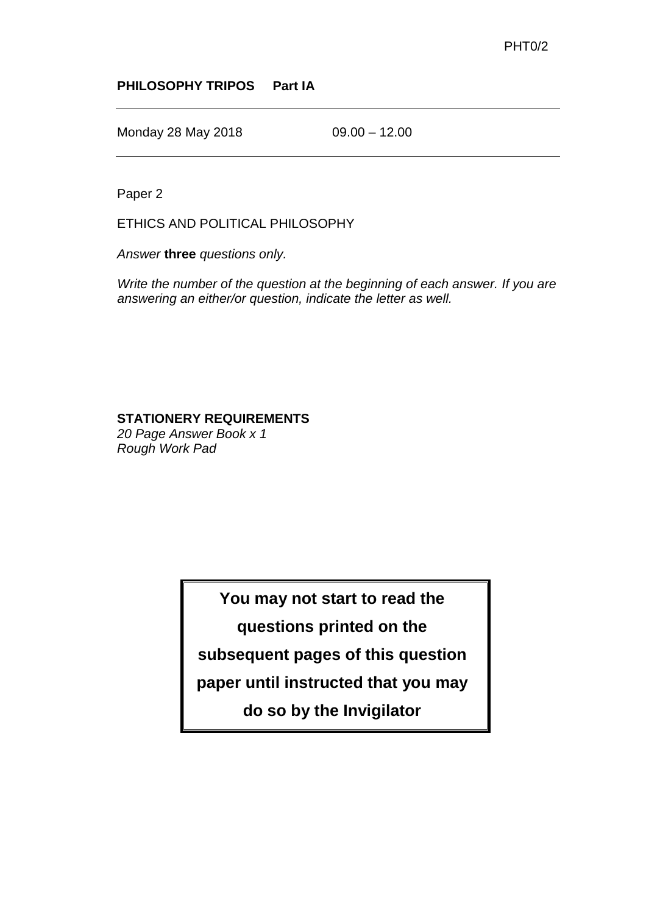PHT0/2

**PHILOSOPHY TRIPOS Part IA**

---

Monday 28 May 2018 09.00 – 12.00

---

Paper 2

ETHICS AND POLITICAL PHILOSOPHY

*Answer* **three** *questions only.*

*Write the number of the question at the beginning of each answer. If you are answering an either/or question, indicate the letter as well.*

**STATIONERY REQUIREMENTS**
*20 Page Answer Book x 1*
*Rough Work Pad*

**You may not start to read the questions printed on the subsequent pages of this question paper until instructed that you may do so by the Invigilator**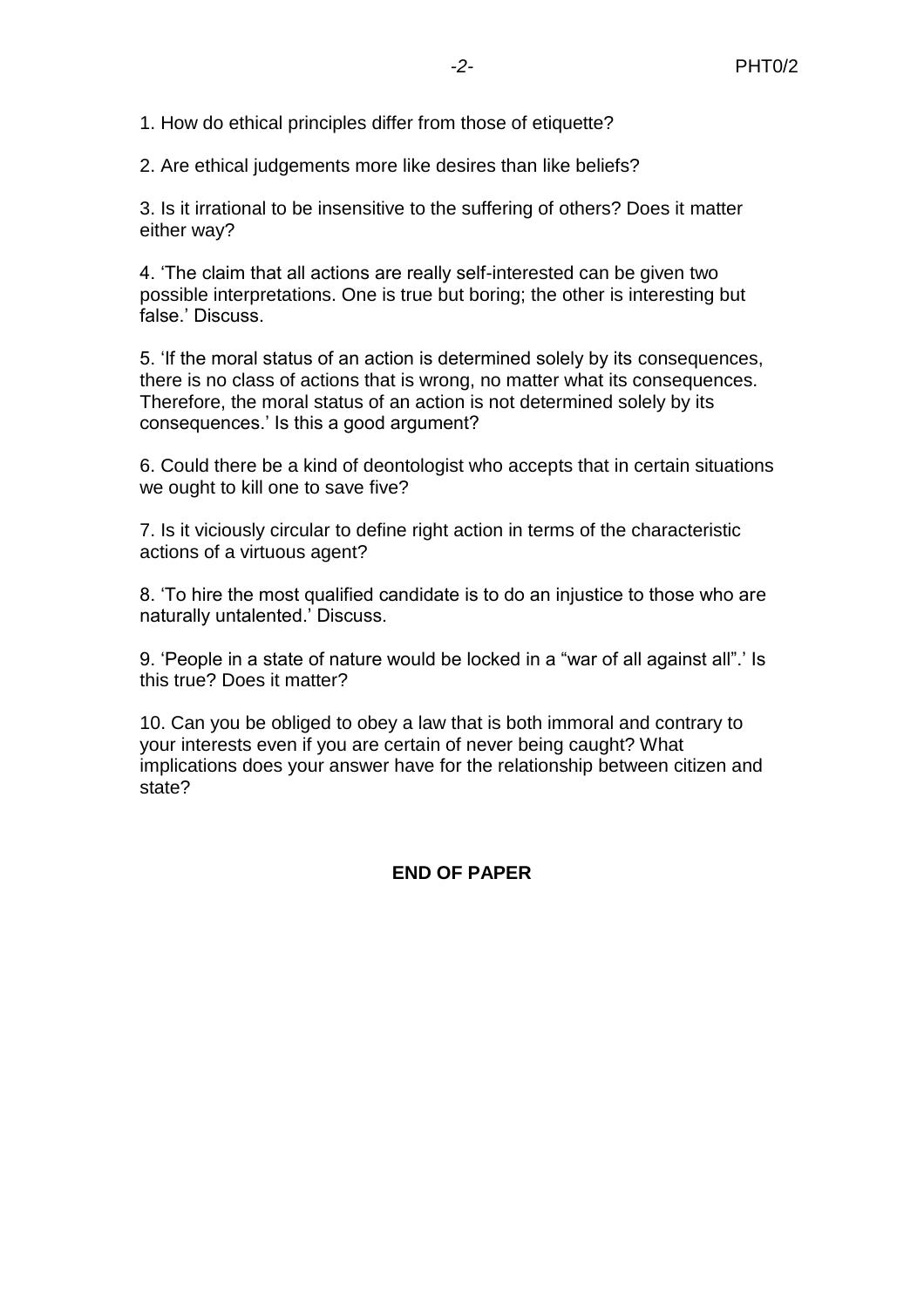1. How do ethical principles differ from those of etiquette?

2. Are ethical judgements more like desires than like beliefs?

3. Is it irrational to be insensitive to the suffering of others? Does it matter either way?

4. 'The claim that all actions are really self-interested can be given two possible interpretations. One is true but boring; the other is interesting but false.' Discuss.

5. 'If the moral status of an action is determined solely by its consequences, there is no class of actions that is wrong, no matter what its consequences. Therefore, the moral status of an action is not determined solely by its consequences.' Is this a good argument?

6. Could there be a kind of deontologist who accepts that in certain situations we ought to kill one to save five?

7. Is it viciously circular to define right action in terms of the characteristic actions of a virtuous agent?

8. 'To hire the most qualified candidate is to do an injustice to those who are naturally untalented.' Discuss.

9. 'People in a state of nature would be locked in a "war of all against all".' Is this true? Does it matter?

10. Can you be obliged to obey a law that is both immoral and contrary to your interests even if you are certain of never being caught? What implications does your answer have for the relationship between citizen and state?

**END OF PAPER**